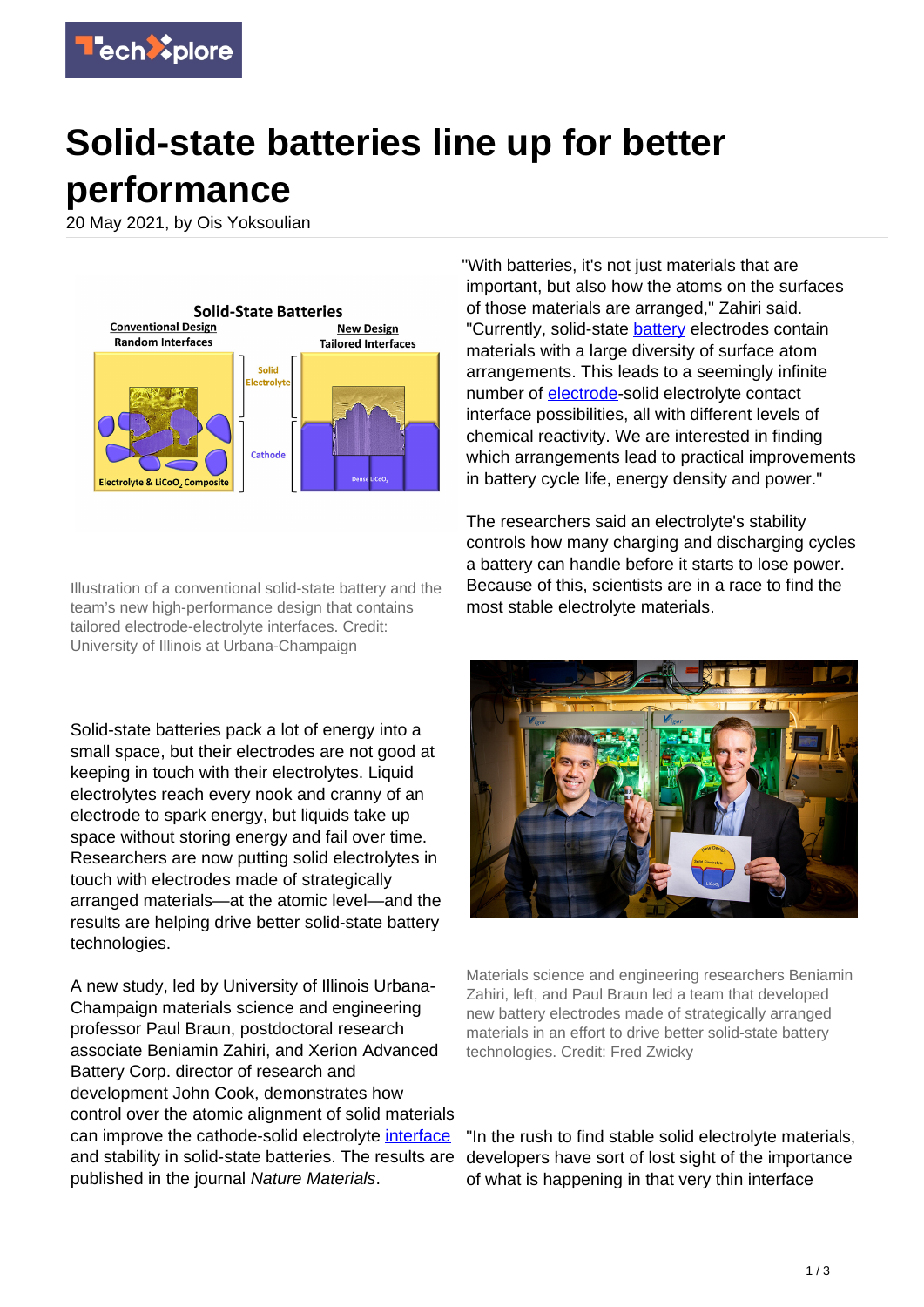# Solid-state batteries line up for better performance

20 May 2021, by Ois Yoksoulian

Illustration of a conventional solid-state battery and the team's new high-performance design that contains tailored electrode-electrolyte interfaces. Credit: University of Illinois at Urbana-Champaign

Solid-state batteries pack a lot of energy into a small space, but their electrodes are not good at keeping in touch with their electrolytes. Liquid electrolytes reach every nook and cranny of an electrode to spark energy, but liquids take up space without storing energy and fail over time. Researchers are now putting solid electrolytes in touch with electrodes made of strategically arranged materials—at the atomic level—and the results are helping drive better solid-state battery technologies.

A new study, led by University of Illinois Urbana-Champaign materials science and engineering professor Paul Braun, postdoctoral research associate Beniamin Zahiri, and Xerion Advanced Battery Corp. director of research and development John Cook, demonstrates how control over the atomic alignment of solid materials can improve the cathode-solid electrolyte interface and stability in solid-state batteries. The results are published in the journal *Nature Materials*.

"With batteries, it's not just materials that are important, but also how the atoms on the surfaces of those materials are arranged," Zahiri said. "Currently, solid-state battery electrodes contain materials with a large diversity of surface atom arrangements. This leads to a seemingly infinite number of electrode-solid electrolyte contact interface possibilities, all with different levels of chemical reactivity. We are interested in finding which arrangements lead to practical improvements in battery cycle life, energy density and power."

The researchers said an electrolyte's stability controls how many charging and discharging cycles a battery can handle before it starts to lose power. Because of this, scientists are in a race to find the most stable electrolyte materials.

Materials science and engineering researchers Beniamin Zahiri, left, and Paul Braun led a team that developed new battery electrodes made of strategically arranged materials in an effort to drive better solid-state battery technologies. Credit: Fred Zwicky

"In the rush to find stable solid electrolyte materials, developers have sort of lost sight of the importance of what is happening in that very thin interface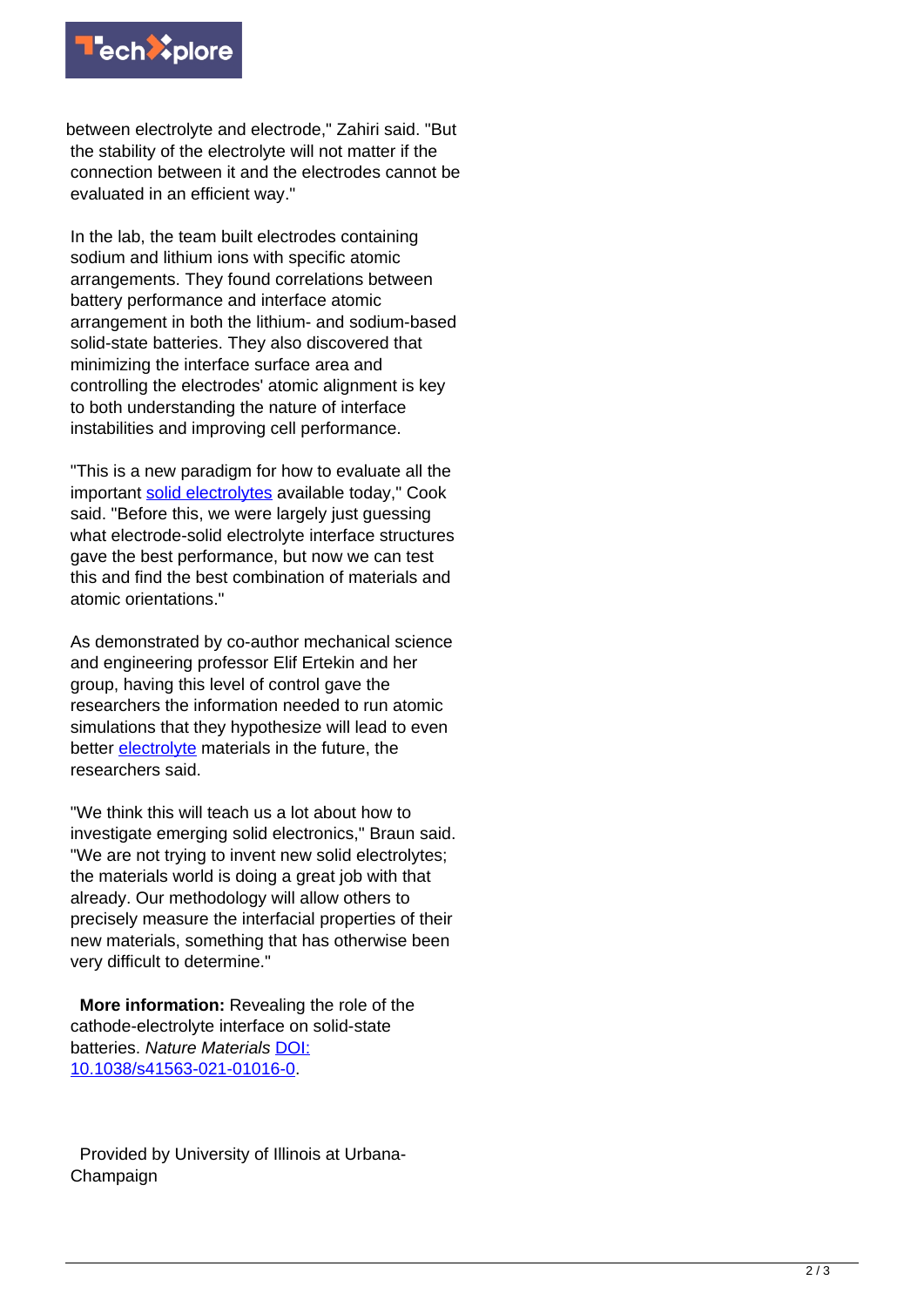between electrolyte and electrode," Zahiri said. "But the stability of the electrolyte will not matter if the connection between it and the electrodes cannot be evaluated in an efficient way."

In the lab, the team built electrodes containing sodium and lithium ions with specific atomic arrangements. They found correlations between battery performance and interface atomic arrangement in both the lithium- and sodium-based solid-state batteries. They also discovered that minimizing the interface surface area and controlling the electrodes' atomic alignment is key to both understanding the nature of interface instabilities and improving cell performance.

"This is a new paradigm for how to evaluate all the important solid electrolytes available today," Cook said. "Before this, we were largely just guessing what electrode-solid electrolyte interface structures gave the best performance, but now we can test this and find the best combination of materials and atomic orientations."

As demonstrated by co-author mechanical science and engineering professor Elif Ertekin and her group, having this level of control gave the researchers the information needed to run atomic simulations that they hypothesize will lead to even better electrolyte materials in the future, the researchers said.

"We think this will teach us a lot about how to investigate emerging solid electronics," Braun said. "We are not trying to invent new solid electrolytes; the materials world is doing a great job with that already. Our methodology will allow others to precisely measure the interfacial properties of their new materials, something that has otherwise been very difficult to determine."

**More information:** Revealing the role of the cathode-electrolyte interface on solid-state batteries. *Nature Materials* DOI: 10.1038/s41563-021-01016-0.

Provided by University of Illinois at Urbana-Champaign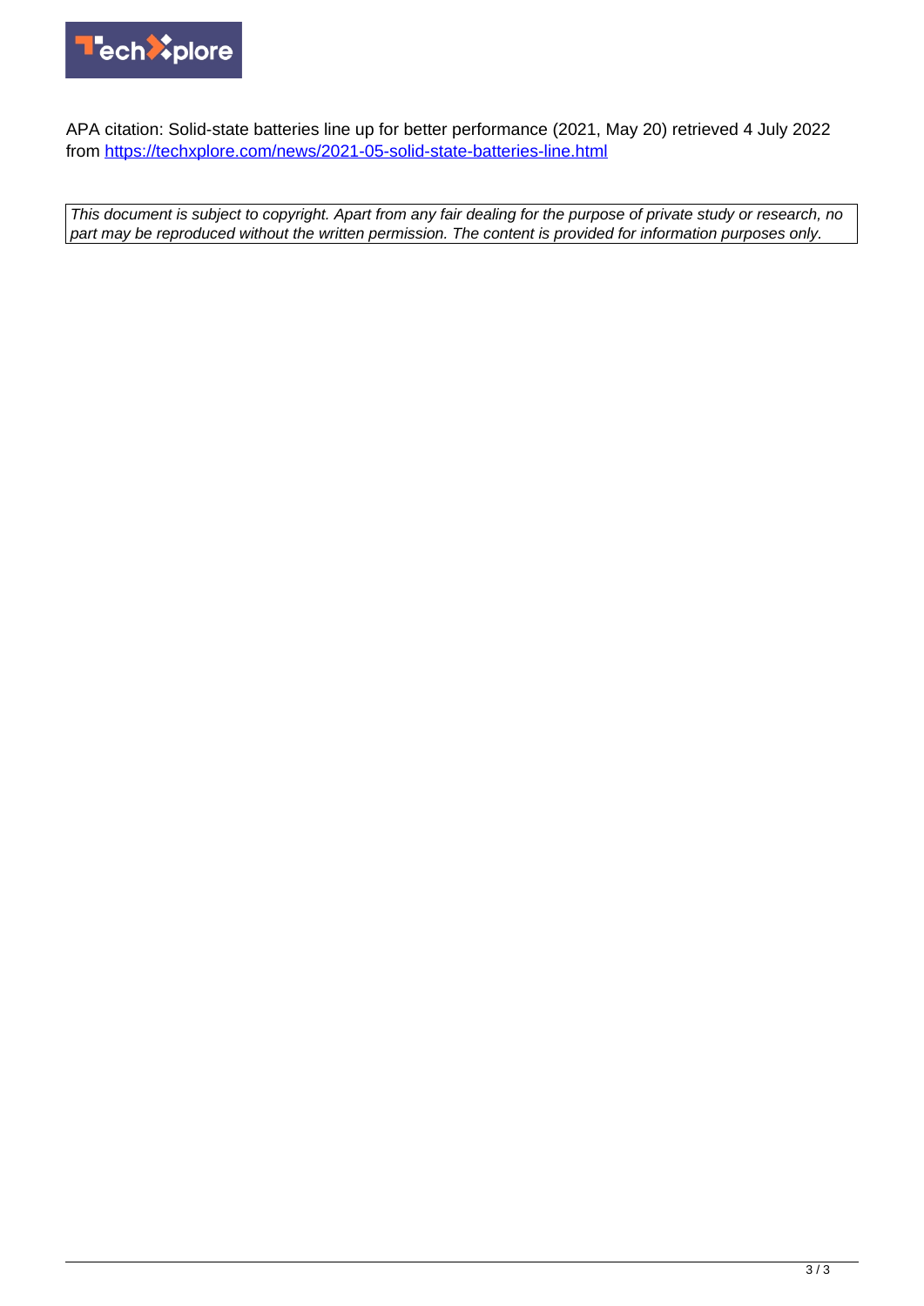APA citation: Solid-state batteries line up for better performance (2021, May 20) retrieved 4 July 2022 from https://techxplore.com/news/2021-05-solid-state-batteries-line.html

*This document is subject to copyright. Apart from any fair dealing for the purpose of private study or research, no part may be reproduced without the written permission. The content is provided for information purposes only.*